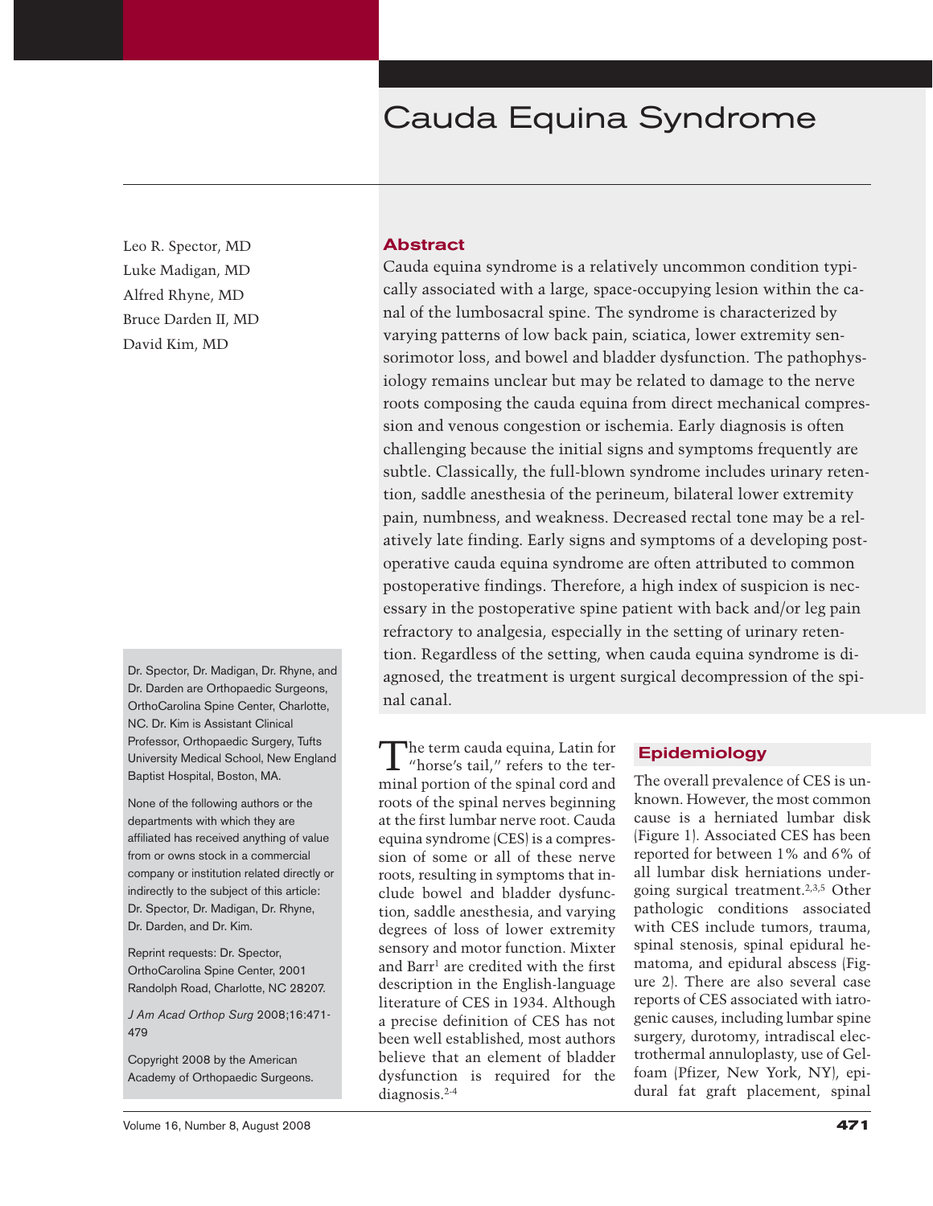# Cauda Equina Syndrome

Leo R. Spector, MD
Luke Madigan, MD
Alfred Rhyne, MD
Bruce Darden II, MD
David Kim, MD

## Abstract

Cauda equina syndrome is a relatively uncommon condition typically associated with a large, space-occupying lesion within the canal of the lumbosacral spine. The syndrome is characterized by varying patterns of low back pain, sciatica, lower extremity sensorimotor loss, and bowel and bladder dysfunction. The pathophysiology remains unclear but may be related to damage to the nerve roots composing the cauda equina from direct mechanical compression and venous congestion or ischemia. Early diagnosis is often challenging because the initial signs and symptoms frequently are subtle. Classically, the full-blown syndrome includes urinary retention, saddle anesthesia of the perineum, bilateral lower extremity pain, numbness, and weakness. Decreased rectal tone may be a relatively late finding. Early signs and symptoms of a developing postoperative cauda equina syndrome are often attributed to common postoperative findings. Therefore, a high index of suspicion is necessary in the postoperative spine patient with back and/or leg pain refractory to analgesia, especially in the setting of urinary retention. Regardless of the setting, when cauda equina syndrome is diagnosed, the treatment is urgent surgical decompression of the spinal canal.

Dr. Spector, Dr. Madigan, Dr. Rhyne, and Dr. Darden are Orthopaedic Surgeons, OrthoCarolina Spine Center, Charlotte, NC. Dr. Kim is Assistant Clinical Professor, Orthopaedic Surgery, Tufts University Medical School, New England Baptist Hospital, Boston, MA.

None of the following authors or the departments with which they are affiliated has received anything of value from or owns stock in a commercial company or institution related directly or indirectly to the subject of this article: Dr. Spector, Dr. Madigan, Dr. Rhyne, Dr. Darden, and Dr. Kim.

Reprint requests: Dr. Spector, OrthoCarolina Spine Center, 2001 Randolph Road, Charlotte, NC 28207.

*J Am Acad Orthop Surg* 2008;16:471-479

Copyright 2008 by the American Academy of Orthopaedic Surgeons.

The term cauda equina, Latin for "horse's tail," refers to the terminal portion of the spinal cord and roots of the spinal nerves beginning at the first lumbar nerve root. Cauda equina syndrome (CES) is a compression of some or all of these nerve roots, resulting in symptoms that include bowel and bladder dysfunction, saddle anesthesia, and varying degrees of loss of lower extremity sensory and motor function. Mixter and Barr[1] are credited with the first description in the English-language literature of CES in 1934. Although a precise definition of CES has not been well established, most authors believe that an element of bladder dysfunction is required for the diagnosis.[2-4]

## Epidemiology

The overall prevalence of CES is unknown. However, the most common cause is a herniated lumbar disk (Figure 1). Associated CES has been reported for between 1% and 6% of all lumbar disk herniations undergoing surgical treatment.[2,3,5] Other pathologic conditions associated with CES include tumors, trauma, spinal stenosis, spinal epidural hematoma, and epidural abscess (Figure 2). There are also several case reports of CES associated with iatrogenic causes, including lumbar spine surgery, durotomy, intradiscal electrothermal annuloplasty, use of Gelfoam (Pfizer, New York, NY), epidural fat graft placement, spinal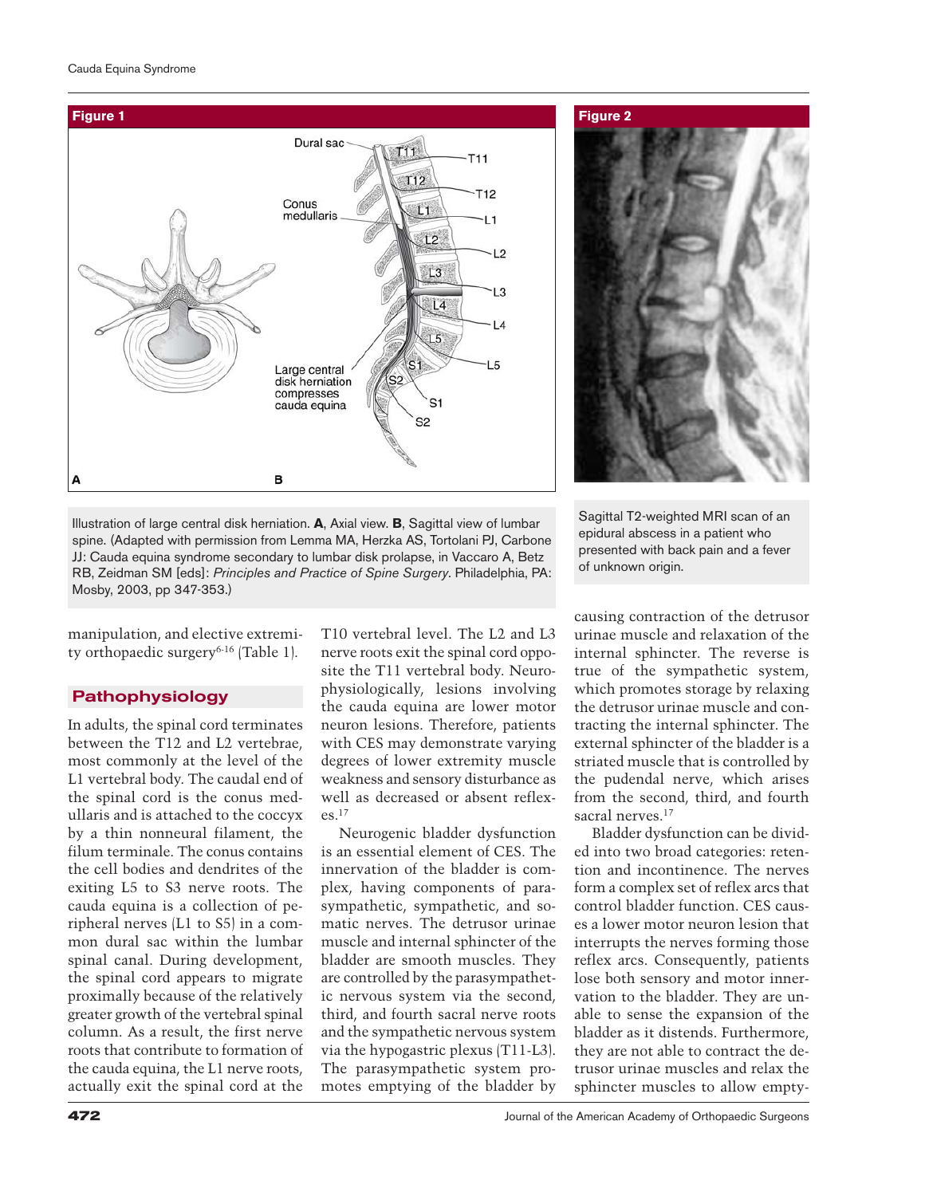**Figure 1**

Illustration of large central disk herniation. **A**, Axial view. **B**, Sagittal view of lumbar spine. (Adapted with permission from Lemma MA, Herzka AS, Tortolani PJ, Carbone JJ: Cauda equina syndrome secondary to lumbar disk prolapse, in Vaccaro A, Betz RB, Zeidman SM [eds]: *Principles and Practice of Spine Surgery*. Philadelphia, PA: Mosby, 2003, pp 347-353.)

**Figure 2**

Sagittal T2-weighted MRI scan of an epidural abscess in a patient who presented with back pain and a fever of unknown origin.

manipulation, and elective extremity orthopaedic surgery[6-16] (Table 1).

## Pathophysiology

In adults, the spinal cord terminates between the T12 and L2 vertebrae, most commonly at the level of the L1 vertebral body. The caudal end of the spinal cord is the conus medullaris and is attached to the coccyx by a thin nonneural filament, the filum terminale. The conus contains the cell bodies and dendrites of the exiting L5 to S3 nerve roots. The cauda equina is a collection of peripheral nerves (L1 to S5) in a common dural sac within the lumbar spinal canal. During development, the spinal cord appears to migrate proximally because of the relatively greater growth of the vertebral spinal column. As a result, the first nerve roots that contribute to formation of the cauda equina, the L1 nerve roots, actually exit the spinal cord at the T10 vertebral level. The L2 and L3 nerve roots exit the spinal cord opposite the T11 vertebral body. Neurophysiologically, lesions involving the cauda equina are lower motor neuron lesions. Therefore, patients with CES may demonstrate varying degrees of lower extremity muscle weakness and sensory disturbance as well as decreased or absent reflexes.[17]

Neurogenic bladder dysfunction is an essential element of CES. The innervation of the bladder is complex, having components of parasympathetic, sympathetic, and somatic nerves. The detrusor urinae muscle and internal sphincter of the bladder are smooth muscles. They are controlled by the parasympathetic nervous system via the second, third, and fourth sacral nerve roots and the sympathetic nervous system via the hypogastric plexus (T11-L3). The parasympathetic system promotes emptying of the bladder by causing contraction of the detrusor urinae muscle and relaxation of the internal sphincter. The reverse is true of the sympathetic system, which promotes storage by relaxing the detrusor urinae muscle and contracting the internal sphincter. The external sphincter of the bladder is a striated muscle that is controlled by the pudendal nerve, which arises from the second, third, and fourth sacral nerves.[17]

Bladder dysfunction can be divided into two broad categories: retention and incontinence. The nerves form a complex set of reflex arcs that control bladder function. CES causes a lower motor neuron lesion that interrupts the nerves forming those reflex arcs. Consequently, patients lose both sensory and motor innervation to the bladder. They are unable to sense the expansion of the bladder as it distends. Furthermore, they are not able to contract the detrusor urinae muscles and relax the sphincter muscles to allow empty-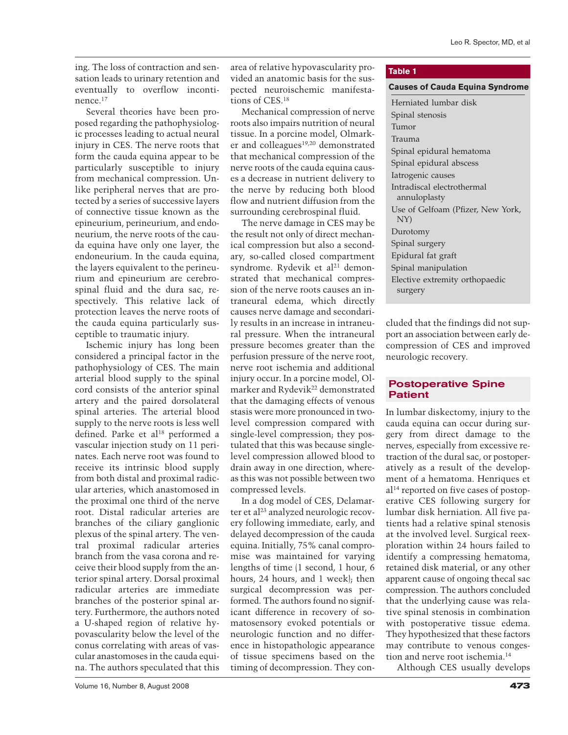ing. The loss of contraction and sensation leads to urinary retention and eventually to overflow incontinence.[17]

Several theories have been proposed regarding the pathophysiologic processes leading to actual neural injury in CES. The nerve roots that form the cauda equina appear to be particularly susceptible to injury from mechanical compression. Unlike peripheral nerves that are protected by a series of successive layers of connective tissue known as the epineurium, perineurium, and endoneurium, the nerve roots of the cauda equina have only one layer, the endoneurium. In the cauda equina, the layers equivalent to the perineurium and epineurium are cerebrospinal fluid and the dura sac, respectively. This relative lack of protection leaves the nerve roots of the cauda equina particularly susceptible to traumatic injury.

Ischemic injury has long been considered a principal factor in the pathophysiology of CES. The main arterial blood supply to the spinal cord consists of the anterior spinal artery and the paired dorsolateral spinal arteries. The arterial blood supply to the nerve roots is less well defined. Parke et al[18] performed a vascular injection study on 11 perinates. Each nerve root was found to receive its intrinsic blood supply from both distal and proximal radicular arteries, which anastomosed in the proximal one third of the nerve root. Distal radicular arteries are branches of the ciliary ganglionic plexus of the spinal artery. The ventral proximal radicular arteries branch from the vasa corona and receive their blood supply from the anterior spinal artery. Dorsal proximal radicular arteries are immediate branches of the posterior spinal artery. Furthermore, the authors noted a U-shaped region of relative hypovascularity below the level of the conus correlating with areas of vascular anastomoses in the cauda equina. The authors speculated that this area of relative hypovascularity provided an anatomic basis for the suspected neuroischemic manifestations of CES.[18]

Mechanical compression of nerve roots also impairs nutrition of neural tissue. In a porcine model, Olmarker and colleagues[19,20] demonstrated that mechanical compression of the nerve roots of the cauda equina causes a decrease in nutrient delivery to the nerve by reducing both blood flow and nutrient diffusion from the surrounding cerebrospinal fluid.

The nerve damage in CES may be the result not only of direct mechanical compression but also a secondary, so-called closed compartment syndrome. Rydevik et al[21] demonstrated that mechanical compression of the nerve roots causes an intraneural edema, which directly causes nerve damage and secondarily results in an increase in intraneural pressure. When the intraneural pressure becomes greater than the perfusion pressure of the nerve root, nerve root ischemia and additional injury occur. In a porcine model, Olmarker and Rydevik[22] demonstrated that the damaging effects of venous stasis were more pronounced in two-level compression compared with single-level compression; they postulated that this was because single-level compression allowed blood to drain away in one direction, whereas this was not possible between two compressed levels.

In a dog model of CES, Delamarter et al[23] analyzed neurologic recovery following immediate, early, and delayed decompression of the cauda equina. Initially, 75% canal compromise was maintained for varying lengths of time (1 second, 1 hour, 6 hours, 24 hours, and 1 week); then surgical decompression was performed. The authors found no significant difference in recovery of somatosensory evoked potentials or neurologic function and no difference in histopathologic appearance of tissue specimens based on the timing of decompression. They concluded that the findings did not support an association between early decompression of CES and improved neurologic recovery.

**Table 1**

| Causes of Cauda Equina Syndrome |
|---|
| Herniated lumbar disk |
| Spinal stenosis |
| Tumor |
| Trauma |
| Spinal epidural hematoma |
| Spinal epidural abscess |
| Iatrogenic causes |
| Intradiscal electrothermal annuloplasty |
| Use of Gelfoam (Pfizer, New York, NY) |
| Durotomy |
| Spinal surgery |
| Epidural fat graft |
| Spinal manipulation |
| Elective extremity orthopaedic surgery |

## Postoperative Spine Patient

In lumbar diskectomy, injury to the cauda equina can occur during surgery from direct damage to the nerves, especially from excessive retraction of the dural sac, or postoperatively as a result of the development of a hematoma. Henriques et al[14] reported on five cases of postoperative CES following surgery for lumbar disk herniation. All five patients had a relative spinal stenosis at the involved level. Surgical reexploration within 24 hours failed to identify a compressing hematoma, retained disk material, or any other apparent cause of ongoing thecal sac compression. The authors concluded that the underlying cause was relative spinal stenosis in combination with postoperative tissue edema. They hypothesized that these factors may contribute to venous congestion and nerve root ischemia.[14]

Although CES usually develops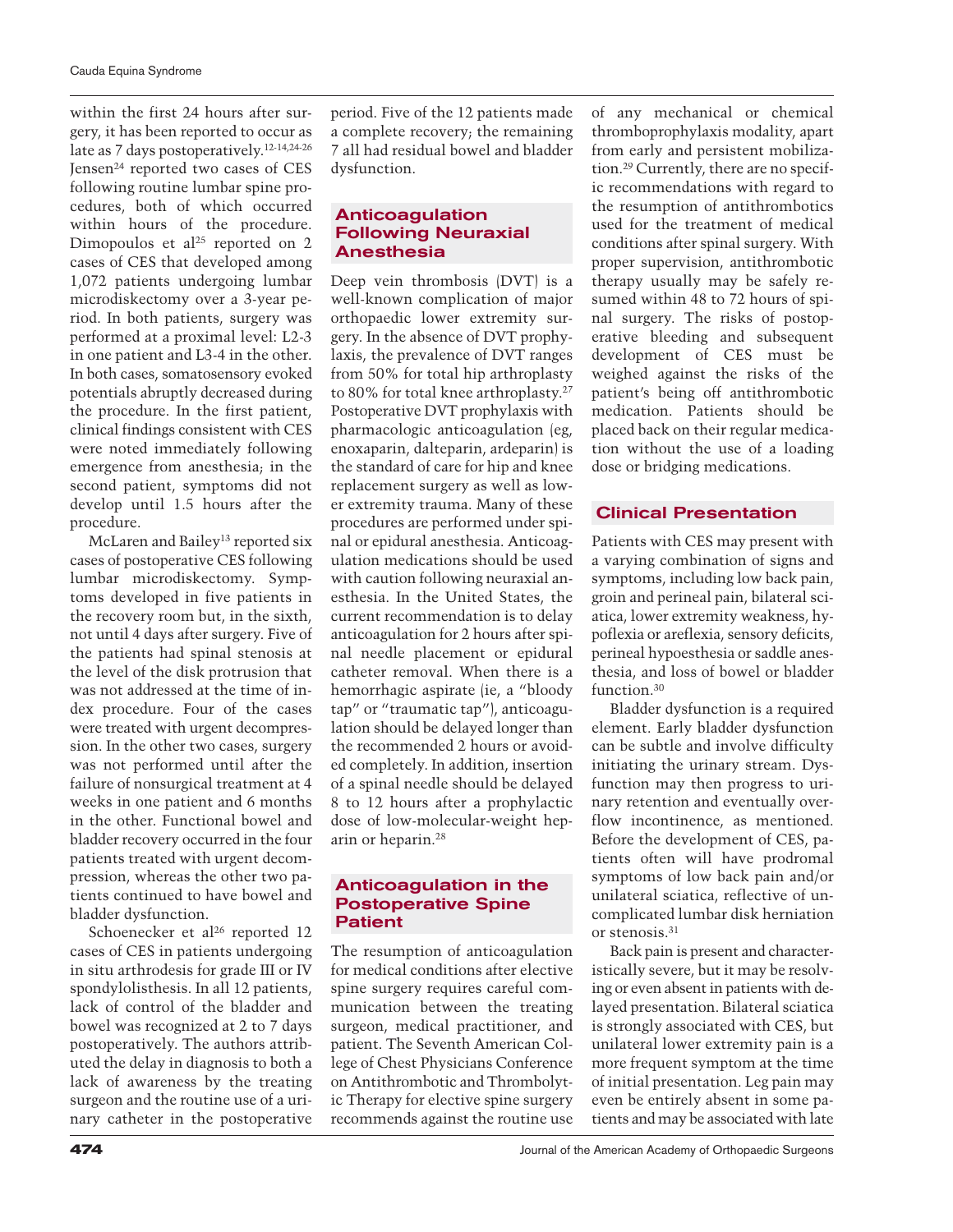within the first 24 hours after surgery, it has been reported to occur as late as 7 days postoperatively.[12-14,24-26] Jensen[24] reported two cases of CES following routine lumbar spine procedures, both of which occurred within hours of the procedure. Dimopoulos et al[25] reported on 2 cases of CES that developed among 1,072 patients undergoing lumbar microdiskectomy over a 3-year period. In both patients, surgery was performed at a proximal level: L2-3 in one patient and L3-4 in the other. In both cases, somatosensory evoked potentials abruptly decreased during the procedure. In the first patient, clinical findings consistent with CES were noted immediately following emergence from anesthesia; in the second patient, symptoms did not develop until 1.5 hours after the procedure.

McLaren and Bailey[13] reported six cases of postoperative CES following lumbar microdiskectomy. Symptoms developed in five patients in the recovery room but, in the sixth, not until 4 days after surgery. Five of the patients had spinal stenosis at the level of the disk protrusion that was not addressed at the time of index procedure. Four of the cases were treated with urgent decompression. In the other two cases, surgery was not performed until after the failure of nonsurgical treatment at 4 weeks in one patient and 6 months in the other. Functional bowel and bladder recovery occurred in the four patients treated with urgent decompression, whereas the other two patients continued to have bowel and bladder dysfunction.

Schoenecker et al[26] reported 12 cases of CES in patients undergoing in situ arthrodesis for grade III or IV spondylolisthesis. In all 12 patients, lack of control of the bladder and bowel was recognized at 2 to 7 days postoperatively. The authors attributed the delay in diagnosis to both a lack of awareness by the treating surgeon and the routine use of a urinary catheter in the postoperative period. Five of the 12 patients made a complete recovery; the remaining 7 all had residual bowel and bladder dysfunction.

## Anticoagulation Following Neuraxial Anesthesia

Deep vein thrombosis (DVT) is a well-known complication of major orthopaedic lower extremity surgery. In the absence of DVT prophylaxis, the prevalence of DVT ranges from 50% for total hip arthroplasty to 80% for total knee arthroplasty.[27] Postoperative DVT prophylaxis with pharmacologic anticoagulation (eg, enoxaparin, dalteparin, ardeparin) is the standard of care for hip and knee replacement surgery as well as lower extremity trauma. Many of these procedures are performed under spinal or epidural anesthesia. Anticoagulation medications should be used with caution following neuraxial anesthesia. In the United States, the current recommendation is to delay anticoagulation for 2 hours after spinal needle placement or epidural catheter removal. When there is a hemorrhagic aspirate (ie, a "bloody tap" or "traumatic tap"), anticoagulation should be delayed longer than the recommended 2 hours or avoided completely. In addition, insertion of a spinal needle should be delayed 8 to 12 hours after a prophylactic dose of low-molecular-weight heparin or heparin.[28]

## Anticoagulation in the Postoperative Spine Patient

The resumption of anticoagulation for medical conditions after elective spine surgery requires careful communication between the treating surgeon, medical practitioner, and patient. The Seventh American College of Chest Physicians Conference on Antithrombotic and Thrombolytic Therapy for elective spine surgery recommends against the routine use of any mechanical or chemical thromboprophylaxis modality, apart from early and persistent mobilization.[29] Currently, there are no specific recommendations with regard to the resumption of antithrombotics used for the treatment of medical conditions after spinal surgery. With proper supervision, antithrombotic therapy usually may be safely resumed within 48 to 72 hours of spinal surgery. The risks of postoperative bleeding and subsequent development of CES must be weighed against the risks of the patient's being off antithrombotic medication. Patients should be placed back on their regular medication without the use of a loading dose or bridging medications.

## Clinical Presentation

Patients with CES may present with a varying combination of signs and symptoms, including low back pain, groin and perineal pain, bilateral sciatica, lower extremity weakness, hypoflexia or areflexia, sensory deficits, perineal hypoesthesia or saddle anesthesia, and loss of bowel or bladder function.[30]

Bladder dysfunction is a required element. Early bladder dysfunction can be subtle and involve difficulty initiating the urinary stream. Dysfunction may then progress to urinary retention and eventually overflow incontinence, as mentioned. Before the development of CES, patients often will have prodromal symptoms of low back pain and/or unilateral sciatica, reflective of uncomplicated lumbar disk herniation or stenosis.[31]

Back pain is present and characteristically severe, but it may be resolving or even absent in patients with delayed presentation. Bilateral sciatica is strongly associated with CES, but unilateral lower extremity pain is a more frequent symptom at the time of initial presentation. Leg pain may even be entirely absent in some patients and may be associated with late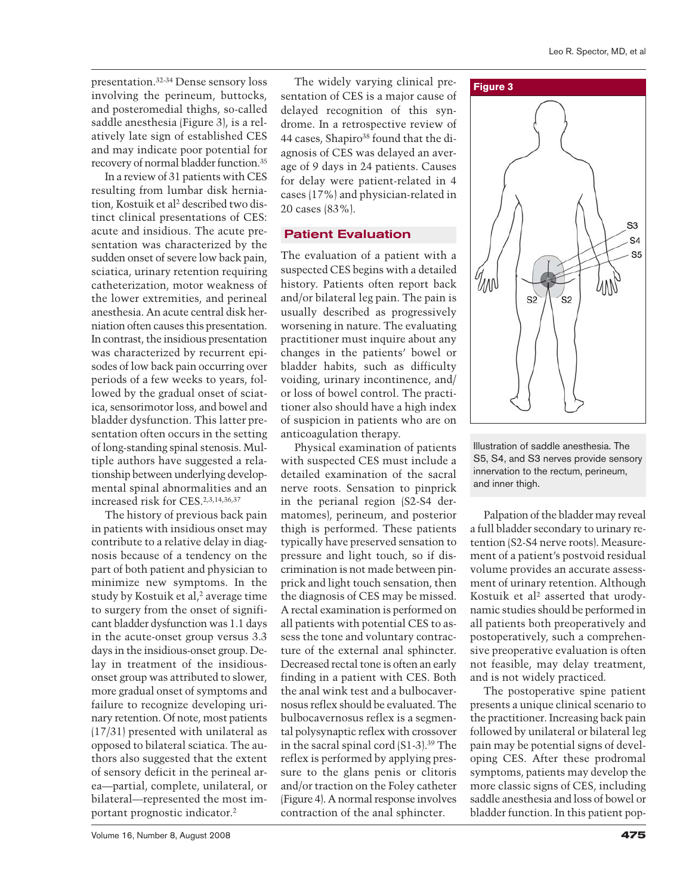presentation.[32-34] Dense sensory loss involving the perineum, buttocks, and posteromedial thighs, so-called saddle anesthesia (Figure 3), is a relatively late sign of established CES and may indicate poor potential for recovery of normal bladder function.[35]

In a review of 31 patients with CES resulting from lumbar disk herniation, Kostuik et al[2] described two distinct clinical presentations of CES: acute and insidious. The acute presentation was characterized by the sudden onset of severe low back pain, sciatica, urinary retention requiring catheterization, motor weakness of the lower extremities, and perineal anesthesia. An acute central disk herniation often causes this presentation. In contrast, the insidious presentation was characterized by recurrent episodes of low back pain occurring over periods of a few weeks to years, followed by the gradual onset of sciatica, sensorimotor loss, and bowel and bladder dysfunction. This latter presentation often occurs in the setting of long-standing spinal stenosis. Multiple authors have suggested a relationship between underlying developmental spinal abnormalities and an increased risk for CES.[2,3,14,36,37]

The history of previous back pain in patients with insidious onset may contribute to a relative delay in diagnosis because of a tendency on the part of both patient and physician to minimize new symptoms. In the study by Kostuik et al,[2] average time to surgery from the onset of significant bladder dysfunction was 1.1 days in the acute-onset group versus 3.3 days in the insidious-onset group. Delay in treatment of the insidious-onset group was attributed to slower, more gradual onset of symptoms and failure to recognize developing urinary retention. Of note, most patients (17/31) presented with unilateral as opposed to bilateral sciatica. The authors also suggested that the extent of sensory deficit in the perineal area—partial, complete, unilateral, or bilateral—represented the most important prognostic indicator.[2]

The widely varying clinical presentation of CES is a major cause of delayed recognition of this syndrome. In a retrospective review of 44 cases, Shapiro[38] found that the diagnosis of CES was delayed an average of 9 days in 24 patients. Causes for delay were patient-related in 4 cases (17%) and physician-related in 20 cases (83%).

## Patient Evaluation

The evaluation of a patient with a suspected CES begins with a detailed history. Patients often report back and/or bilateral leg pain. The pain is usually described as progressively worsening in nature. The evaluating practitioner must inquire about any changes in the patients' bowel or bladder habits, such as difficulty voiding, urinary incontinence, and/or loss of bowel control. The practitioner also should have a high index of suspicion in patients who are on anticoagulation therapy.

Physical examination of patients with suspected CES must include a detailed examination of the sacral nerve roots. Sensation to pinprick in the perianal region (S2-S4 dermatomes), perineum, and posterior thigh is performed. These patients typically have preserved sensation to pressure and light touch, so if discrimination is not made between pinprick and light touch sensation, then the diagnosis of CES may be missed. A rectal examination is performed on all patients with potential CES to assess the tone and voluntary contracture of the external anal sphincter. Decreased rectal tone is often an early finding in a patient with CES. Both the anal wink test and a bulbocavernosus reflex should be evaluated. The bulbocavernosus reflex is a segmental polysynaptic reflex with crossover in the sacral spinal cord (S1-3).[39] The reflex is performed by applying pressure to the glans penis or clitoris and/or traction on the Foley catheter (Figure 4). A normal response involves contraction of the anal sphincter.

**Figure 3**

Illustration of saddle anesthesia. The S5, S4, and S3 nerves provide sensory innervation to the rectum, perineum, and inner thigh.

Palpation of the bladder may reveal a full bladder secondary to urinary retention (S2-S4 nerve roots). Measurement of a patient's postvoid residual volume provides an accurate assessment of urinary retention. Although Kostuik et al[2] asserted that urodynamic studies should be performed in all patients both preoperatively and postoperatively, such a comprehensive preoperative evaluation is often not feasible, may delay treatment, and is not widely practiced.

The postoperative spine patient presents a unique clinical scenario to the practitioner. Increasing back pain followed by unilateral or bilateral leg pain may be potential signs of developing CES. After these prodromal symptoms, patients may develop the more classic signs of CES, including saddle anesthesia and loss of bowel or bladder function. In this patient pop-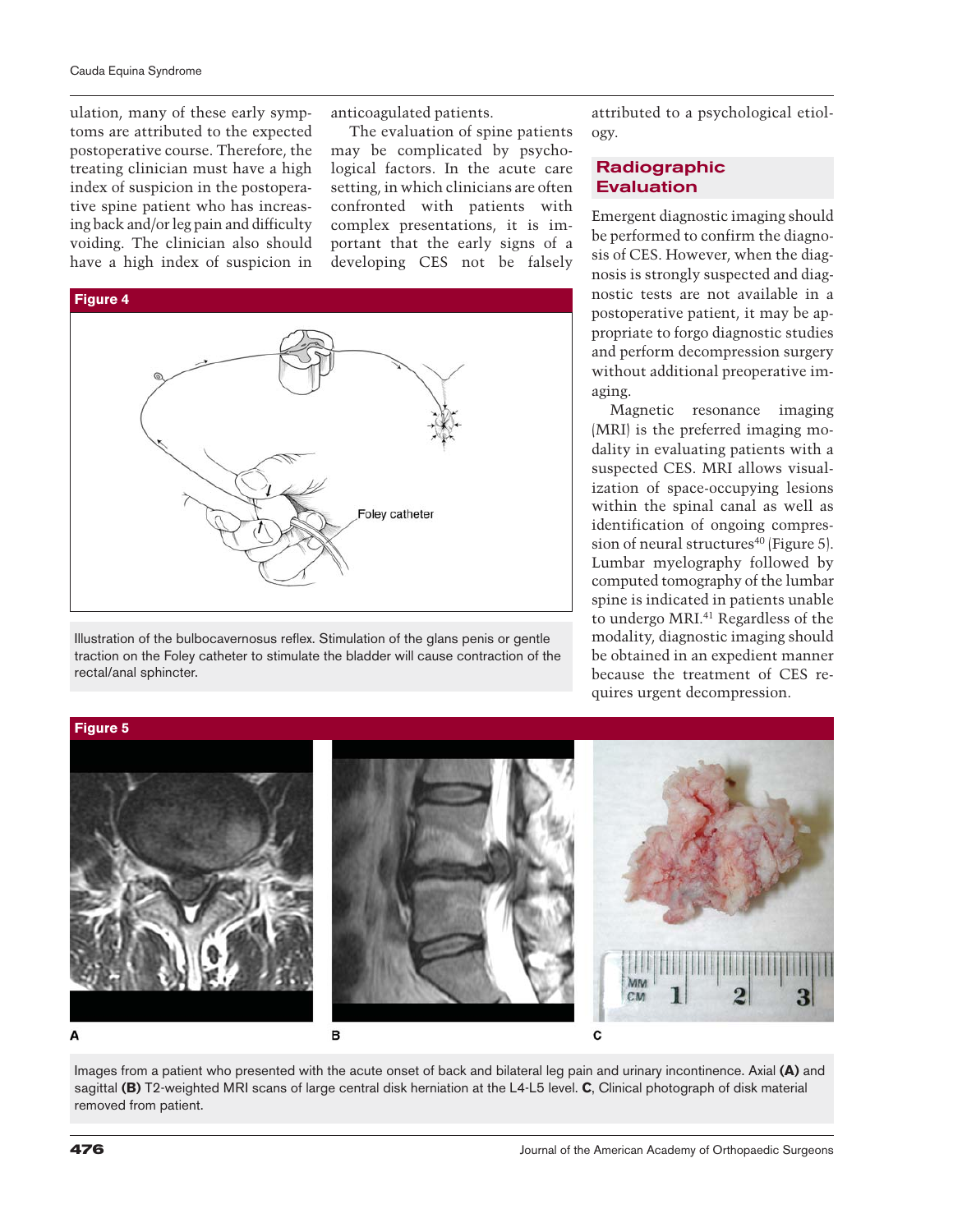ulation, many of these early symptoms are attributed to the expected postoperative course. Therefore, the treating clinician must have a high index of suspicion in the postoperative spine patient who has increasing back and/or leg pain and difficulty voiding. The clinician also should have a high index of suspicion in anticoagulated patients.

The evaluation of spine patients may be complicated by psychological factors. In the acute care setting, in which clinicians are often confronted with patients with complex presentations, it is important that the early signs of a developing CES not be falsely attributed to a psychological etiology.

**Figure 4**

Illustration of the bulbocavernosus reflex. Stimulation of the glans penis or gentle traction on the Foley catheter to stimulate the bladder will cause contraction of the rectal/anal sphincter.

## Radiographic Evaluation

Emergent diagnostic imaging should be performed to confirm the diagnosis of CES. However, when the diagnosis is strongly suspected and diagnostic tests are not available in a postoperative patient, it may be appropriate to forgo diagnostic studies and perform decompression surgery without additional preoperative imaging.

Magnetic resonance imaging (MRI) is the preferred imaging modality in evaluating patients with a suspected CES. MRI allows visualization of space-occupying lesions within the spinal canal as well as identification of ongoing compression of neural structures[40] (Figure 5). Lumbar myelography followed by computed tomography of the lumbar spine is indicated in patients unable to undergo MRI.[41] Regardless of the modality, diagnostic imaging should be obtained in an expedient manner because the treatment of CES requires urgent decompression.

**Figure 5**

Images from a patient who presented with the acute onset of back and bilateral leg pain and urinary incontinence. Axial **(A)** and sagittal **(B)** T2-weighted MRI scans of large central disk herniation at the L4-L5 level. **C**, Clinical photograph of disk material removed from patient.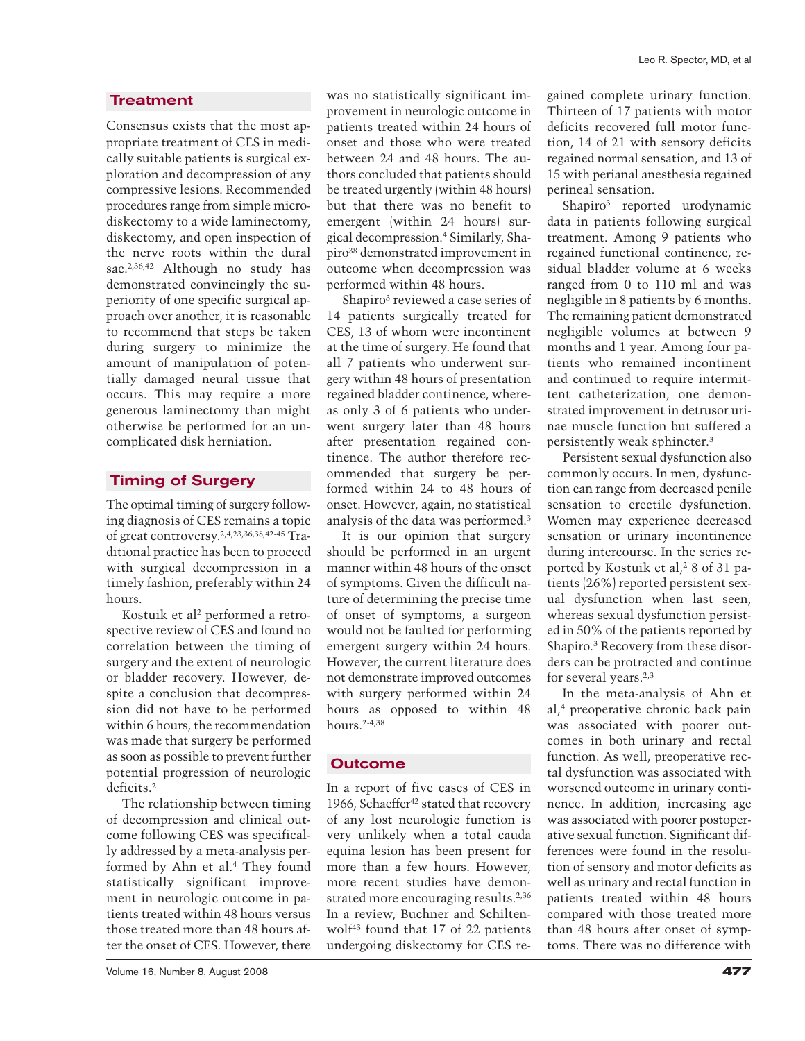## Treatment

Consensus exists that the most appropriate treatment of CES in medically suitable patients is surgical exploration and decompression of any compressive lesions. Recommended procedures range from simple microdiskectomy to a wide laminectomy, diskectomy, and open inspection of the nerve roots within the dural sac.[2,36,42] Although no study has demonstrated convincingly the superiority of one specific surgical approach over another, it is reasonable to recommend that steps be taken during surgery to minimize the amount of manipulation of potentially damaged neural tissue that occurs. This may require a more generous laminectomy than might otherwise be performed for an uncomplicated disk herniation.

## Timing of Surgery

The optimal timing of surgery following diagnosis of CES remains a topic of great controversy.[2,4,23,36,38,42-45] Traditional practice has been to proceed with surgical decompression in a timely fashion, preferably within 24 hours.

Kostuik et al[2] performed a retrospective review of CES and found no correlation between the timing of surgery and the extent of neurologic or bladder recovery. However, despite a conclusion that decompression did not have to be performed within 6 hours, the recommendation was made that surgery be performed as soon as possible to prevent further potential progression of neurologic deficits.[2]

The relationship between timing of decompression and clinical outcome following CES was specifically addressed by a meta-analysis performed by Ahn et al.[4] They found statistically significant improvement in neurologic outcome in patients treated within 48 hours versus those treated more than 48 hours after the onset of CES. However, there was no statistically significant improvement in neurologic outcome in patients treated within 24 hours of onset and those who were treated between 24 and 48 hours. The authors concluded that patients should be treated urgently (within 48 hours) but that there was no benefit to emergent (within 24 hours) surgical decompression.[4] Similarly, Shapiro[38] demonstrated improvement in outcome when decompression was performed within 48 hours.

Shapiro[3] reviewed a case series of 14 patients surgically treated for CES, 13 of whom were incontinent at the time of surgery. He found that all 7 patients who underwent surgery within 48 hours of presentation regained bladder continence, whereas only 3 of 6 patients who underwent surgery later than 48 hours after presentation regained continence. The author therefore recommended that surgery be performed within 24 to 48 hours of onset. However, again, no statistical analysis of the data was performed.[3]

It is our opinion that surgery should be performed in an urgent manner within 48 hours of the onset of symptoms. Given the difficult nature of determining the precise time of onset of symptoms, a surgeon would not be faulted for performing emergent surgery within 24 hours. However, the current literature does not demonstrate improved outcomes with surgery performed within 24 hours as opposed to within 48 hours.[2-4,38]

## Outcome

In a report of five cases of CES in 1966, Schaeffer[42] stated that recovery of any lost neurologic function is very unlikely when a total cauda equina lesion has been present for more than a few hours. However, more recent studies have demonstrated more encouraging results.[2,36] In a review, Buchner and Schiltenwolf[43] found that 17 of 22 patients undergoing diskectomy for CES regained complete urinary function. Thirteen of 17 patients with motor deficits recovered full motor function, 14 of 21 with sensory deficits regained normal sensation, and 13 of 15 with perianal anesthesia regained perineal sensation.

Shapiro[3] reported urodynamic data in patients following surgical treatment. Among 9 patients who regained functional continence, residual bladder volume at 6 weeks ranged from 0 to 110 ml and was negligible in 8 patients by 6 months. The remaining patient demonstrated negligible volumes at between 9 months and 1 year. Among four patients who remained incontinent and continued to require intermittent catheterization, one demonstrated improvement in detrusor urinae muscle function but suffered a persistently weak sphincter.[3]

Persistent sexual dysfunction also commonly occurs. In men, dysfunction can range from decreased penile sensation to erectile dysfunction. Women may experience decreased sensation or urinary incontinence during intercourse. In the series reported by Kostuik et al,[2] 8 of 31 patients (26%) reported persistent sexual dysfunction when last seen, whereas sexual dysfunction persisted in 50% of the patients reported by Shapiro.[3] Recovery from these disorders can be protracted and continue for several years.[2,3]

In the meta-analysis of Ahn et al,[4] preoperative chronic back pain was associated with poorer outcomes in both urinary and rectal function. As well, preoperative rectal dysfunction was associated with worsened outcome in urinary continence. In addition, increasing age was associated with poorer postoperative sexual function. Significant differences were found in the resolution of sensory and motor deficits as well as urinary and rectal function in patients treated within 48 hours compared with those treated more than 48 hours after onset of symptoms. There was no difference with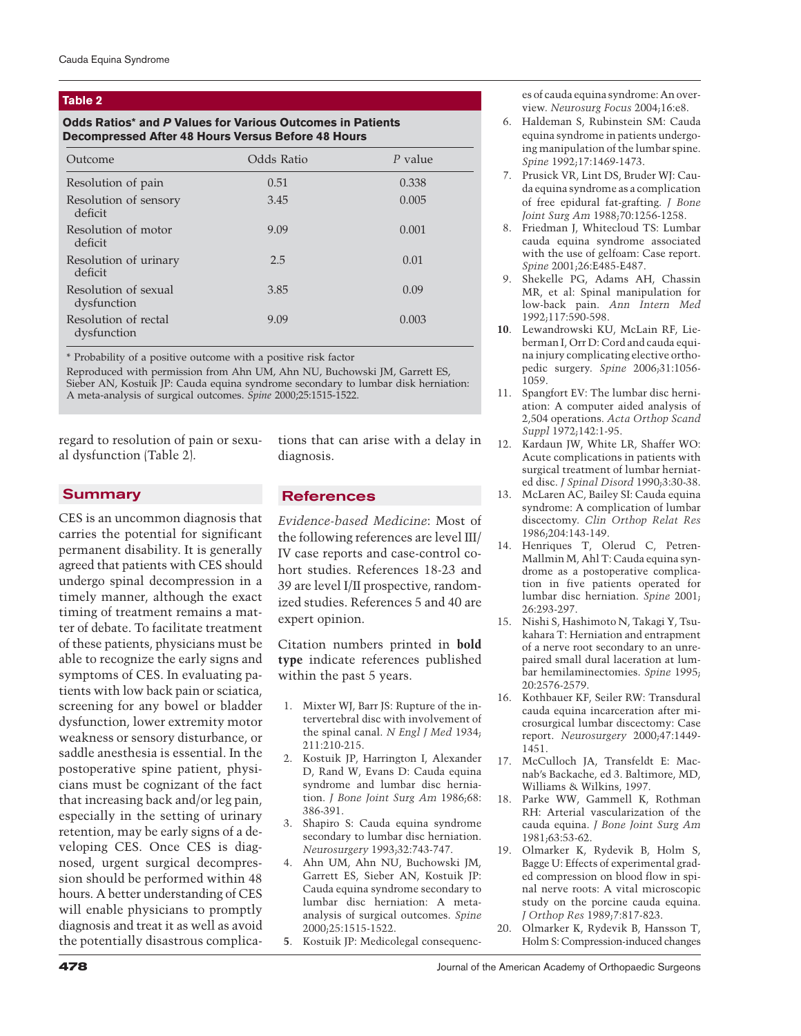**Table 2**

**Odds Ratios* and *P* Values for Various Outcomes in Patients Decompressed After 48 Hours Versus Before 48 Hours**

| Outcome | Odds Ratio | *P* value |
|---|---|---|
| Resolution of pain | 0.51 | 0.338 |
| Resolution of sensory deficit | 3.45 | 0.005 |
| Resolution of motor deficit | 9.09 | 0.001 |
| Resolution of urinary deficit | 2.5 | 0.01 |
| Resolution of sexual dysfunction | 3.85 | 0.09 |
| Resolution of rectal dysfunction | 9.09 | 0.003 |

\* Probability of a positive outcome with a positive risk factor

Reproduced with permission from Ahn UM, Ahn NU, Buchowski JM, Garrett ES, Sieber AN, Kostuik JP: Cauda equina syndrome secondary to lumbar disk herniation: A meta-analysis of surgical outcomes. *Spine* 2000;25:1515-1522.

regard to resolution of pain or sexual dysfunction (Table 2).

## Summary

CES is an uncommon diagnosis that carries the potential for significant permanent disability. It is generally agreed that patients with CES should undergo spinal decompression in a timely manner, although the exact timing of treatment remains a matter of debate. To facilitate treatment of these patients, physicians must be able to recognize the early signs and symptoms of CES. In evaluating patients with low back pain or sciatica, screening for any bowel or bladder dysfunction, lower extremity motor weakness or sensory disturbance, or saddle anesthesia is essential. In the postoperative spine patient, physicians must be cognizant of the fact that increasing back and/or leg pain, especially in the setting of urinary retention, may be early signs of a developing CES. Once CES is diagnosed, urgent surgical decompression should be performed within 48 hours. A better understanding of CES will enable physicians to promptly diagnosis and treat it as well as avoid the potentially disastrous complications that can arise with a delay in diagnosis.

## References

*Evidence-based Medicine*: Most of the following references are level III/IV case reports and case-control cohort studies. References 18-23 and 39 are level I/II prospective, randomized studies. References 5 and 40 are expert opinion.

Citation numbers printed in **bold type** indicate references published within the past 5 years.

1. Mixter WJ, Barr JS: Rupture of the intervertebral disc with involvement of the spinal canal. *N Engl J Med* 1934; 211:210-215.
2. Kostuik JP, Harrington I, Alexander D, Rand W, Evans D: Cauda equina syndrome and lumbar disc herniation. *J Bone Joint Surg Am* 1986;68: 386-391.
3. Shapiro S: Cauda equina syndrome secondary to lumbar disc herniation. *Neurosurgery* 1993;32:743-747.
4. Ahn UM, Ahn NU, Buchowski JM, Garrett ES, Sieber AN, Kostuik JP: Cauda equina syndrome secondary to lumbar disc herniation: A meta-analysis of surgical outcomes. *Spine* 2000;25:1515-1522.
5. **5**. Kostuik JP: Medicolegal consequences of cauda equina syndrome: An overview. *Neurosurg Focus* 2004;16:e8.
6. Haldeman S, Rubinstein SM: Cauda equina syndrome in patients undergoing manipulation of the lumbar spine. *Spine* 1992;17:1469-1473.
7. Prusick VR, Lint DS, Bruder WJ: Cauda equina syndrome as a complication of free epidural fat-grafting. *J Bone Joint Surg Am* 1988;70:1256-1258.
8. Friedman J, Whitecloud TS: Lumbar cauda equina syndrome associated with the use of gelfoam: Case report. *Spine* 2001;26:E485-E487.
9. Shekelle PG, Adams AH, Chassin MR, et al: Spinal manipulation for low-back pain. *Ann Intern Med* 1992;117:590-598.
10. **10**. Lewandrowski KU, McLain RF, Lieberman I, Orr D: Cord and cauda equina injury complicating elective orthopedic surgery. *Spine* 2006;31:1056-1059.
11. Spangfort EV: The lumbar disc herniation: A computer aided analysis of 2,504 operations. *Acta Orthop Scand Suppl* 1972;142:1-95.
12. Kardaun JW, White LR, Shaffer WO: Acute complications in patients with surgical treatment of lumbar herniated disc. *J Spinal Disord* 1990;3:30-38.
13. McLaren AC, Bailey SI: Cauda equina syndrome: A complication of lumbar discectomy. *Clin Orthop Relat Res* 1986;204:143-149.
14. Henriques T, Olerud C, Petren-Mallmin M, Ahl T: Cauda equina syndrome as a postoperative complication in five patients operated for lumbar disc herniation. *Spine* 2001; 26:293-297.
15. Nishi S, Hashimoto N, Takagi Y, Tsukahara T: Herniation and entrapment of a nerve root secondary to an unrepaired small dural laceration at lumbar hemilaminectomies. *Spine* 1995; 20:2576-2579.
16. Kothbauer KF, Seiler RW: Transdural cauda equina incarceration after microsurgical lumbar discectomy: Case report. *Neurosurgery* 2000;47:1449-1451.
17. McCulloch JA, Transfeldt E: Macnab's Backache, ed 3. Baltimore, MD, Williams & Wilkins, 1997.
18. Parke WW, Gammell K, Rothman RH: Arterial vascularization of the cauda equina. *J Bone Joint Surg Am* 1981;63:53-62.
19. Olmarker K, Rydevik B, Holm S, Bagge U: Effects of experimental graded compression on blood flow in spinal nerve roots: A vital microscopic study on the porcine cauda equina. *J Orthop Res* 1989;7:817-823.
20. Olmarker K, Rydevik B, Hansson T, Holm S: Compression-induced changes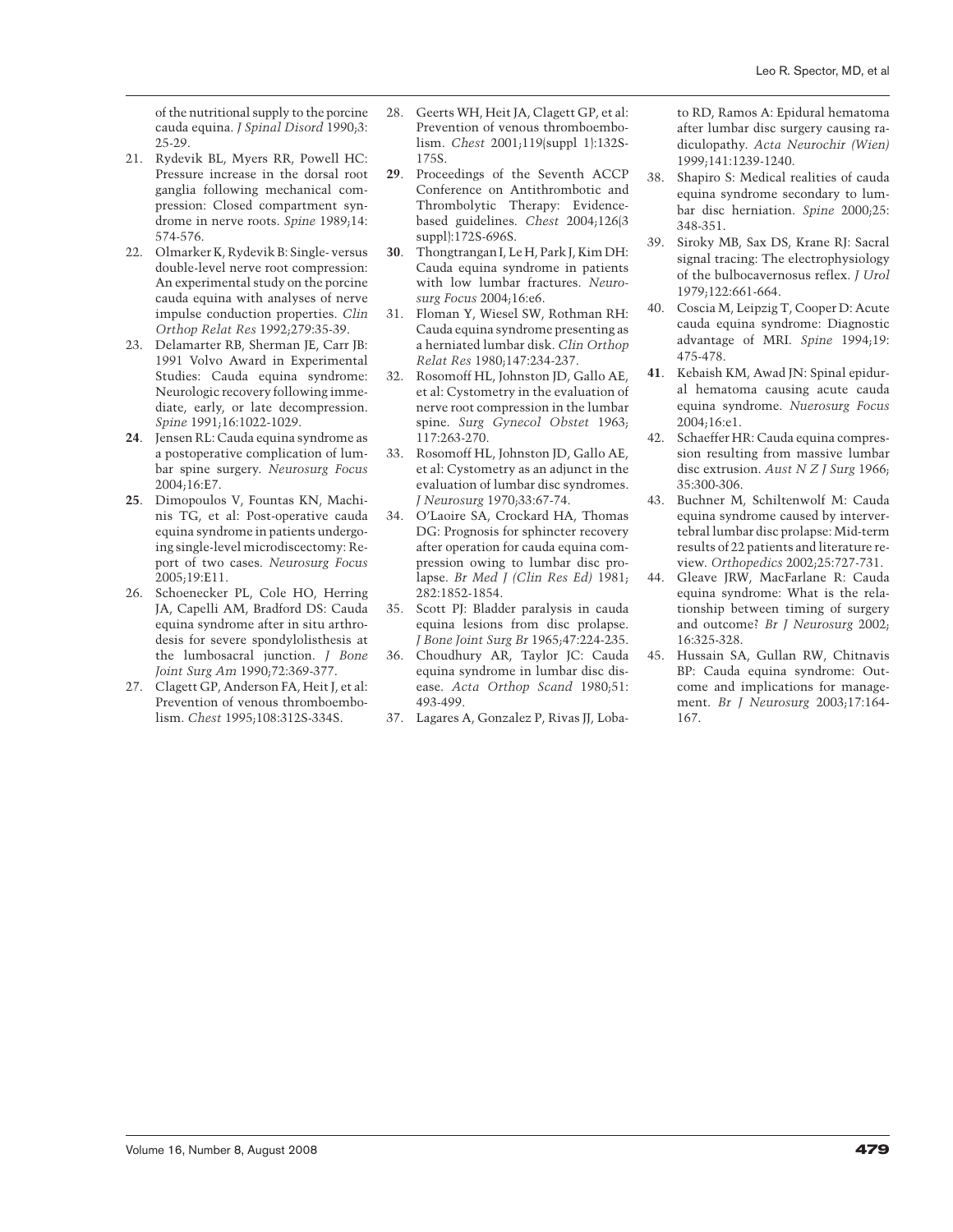of the nutritional supply to the porcine cauda equina. *J Spinal Disord* 1990;3: 25-29.

21. Rydevik BL, Myers RR, Powell HC: Pressure increase in the dorsal root ganglia following mechanical compression: Closed compartment syndrome in nerve roots. *Spine* 1989;14: 574-576.
22. Olmarker K, Rydevik B: Single- versus double-level nerve root compression: An experimental study on the porcine cauda equina with analyses of nerve impulse conduction properties. *Clin Orthop Relat Res* 1992;279:35-39.
23. Delamarter RB, Sherman JE, Carr JB: 1991 Volvo Award in Experimental Studies: Cauda equina syndrome: Neurologic recovery following immediate, early, or late decompression. *Spine* 1991;16:1022-1029.
24. Jensen RL: Cauda equina syndrome as a postoperative complication of lumbar spine surgery. *Neurosurg Focus* 2004;16:E7.
25. Dimopoulos V, Fountas KN, Machinis TG, et al: Post-operative cauda equina syndrome in patients undergoing single-level microdiscectomy: Report of two cases. *Neurosurg Focus* 2005;19:E11.
26. Schoenecker PL, Cole HO, Herring JA, Capelli AM, Bradford DS: Cauda equina syndrome after in situ arthrodesis for severe spondylolisthesis at the lumbosacral junction. *J Bone Joint Surg Am* 1990;72:369-377.
27. Clagett GP, Anderson FA, Heit J, et al: Prevention of venous thromboembolism. *Chest* 1995;108:312S-334S.
28. Geerts WH, Heit JA, Clagett GP, et al: Prevention of venous thromboembolism. *Chest* 2001;119(suppl 1):132S-175S.
29. Proceedings of the Seventh ACCP Conference on Antithrombotic and Thrombolytic Therapy: Evidence-based guidelines. *Chest* 2004;126(3 suppl):172S-696S.
30. Thongtrangan I, Le H, Park J, Kim DH: Cauda equina syndrome in patients with low lumbar fractures. *Neurosurg Focus* 2004;16:e6.
31. Floman Y, Wiesel SW, Rothman RH: Cauda equina syndrome presenting as a herniated lumbar disk. *Clin Orthop Relat Res* 1980;147:234-237.
32. Rosomoff HL, Johnston JD, Gallo AE, et al: Cystometry in the evaluation of nerve root compression in the lumbar spine. *Surg Gynecol Obstet* 1963; 117:263-270.
33. Rosomoff HL, Johnston JD, Gallo AE, et al: Cystometry as an adjunct in the evaluation of lumbar disc syndromes. *J Neurosurg* 1970;33:67-74.
34. O'Laoire SA, Crockard HA, Thomas DG: Prognosis for sphincter recovery after operation for cauda equina compression owing to lumbar disc prolapse. *Br Med J (Clin Res Ed)* 1981; 282:1852-1854.
35. Scott PJ: Bladder paralysis in cauda equina lesions from disc prolapse. *J Bone Joint Surg Br* 1965;47:224-235.
36. Choudhury AR, Taylor JC: Cauda equina syndrome in lumbar disc disease. *Acta Orthop Scand* 1980;51: 493-499.
37. Lagares A, Gonzalez P, Rivas JJ, Lobato RD, Ramos A: Epidural hematoma after lumbar disc surgery causing radiculopathy. *Acta Neurochir (Wien)* 1999;141:1239-1240.
38. Shapiro S: Medical realities of cauda equina syndrome secondary to lumbar disc herniation. *Spine* 2000;25: 348-351.
39. Siroky MB, Sax DS, Krane RJ: Sacral signal tracing: The electrophysiology of the bulbocavernosus reflex. *J Urol* 1979;122:661-664.
40. Coscia M, Leipzig T, Cooper D: Acute cauda equina syndrome: Diagnostic advantage of MRI. *Spine* 1994;19: 475-478.
41. Kebaish KM, Awad JN: Spinal epidural hematoma causing acute cauda equina syndrome. *Nuerosurg Focus* 2004;16:e1.
42. Schaeffer HR: Cauda equina compression resulting from massive lumbar disc extrusion. *Aust N Z J Surg* 1966; 35:300-306.
43. Buchner M, Schiltenwolf M: Cauda equina syndrome caused by intervertebral lumbar disc prolapse: Mid-term results of 22 patients and literature review. *Orthopedics* 2002;25:727-731.
44. Gleave JRW, MacFarlane R: Cauda equina syndrome: What is the relationship between timing of surgery and outcome? *Br J Neurosurg* 2002; 16:325-328.
45. Hussain SA, Gullan RW, Chitnavis BP: Cauda equina syndrome: Outcome and implications for management. *Br J Neurosurg* 2003;17:164-167.